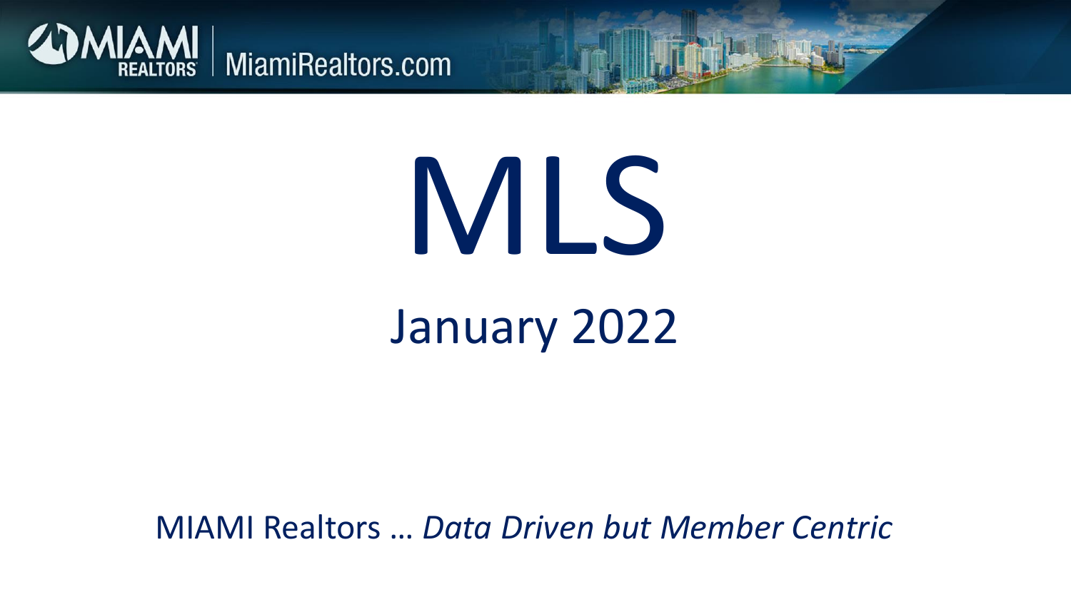MIAMI REALTORS | MiamiRealtors.com

# MLS

## January 2022

MIAMI Realtors … *Data Driven but Member Centric*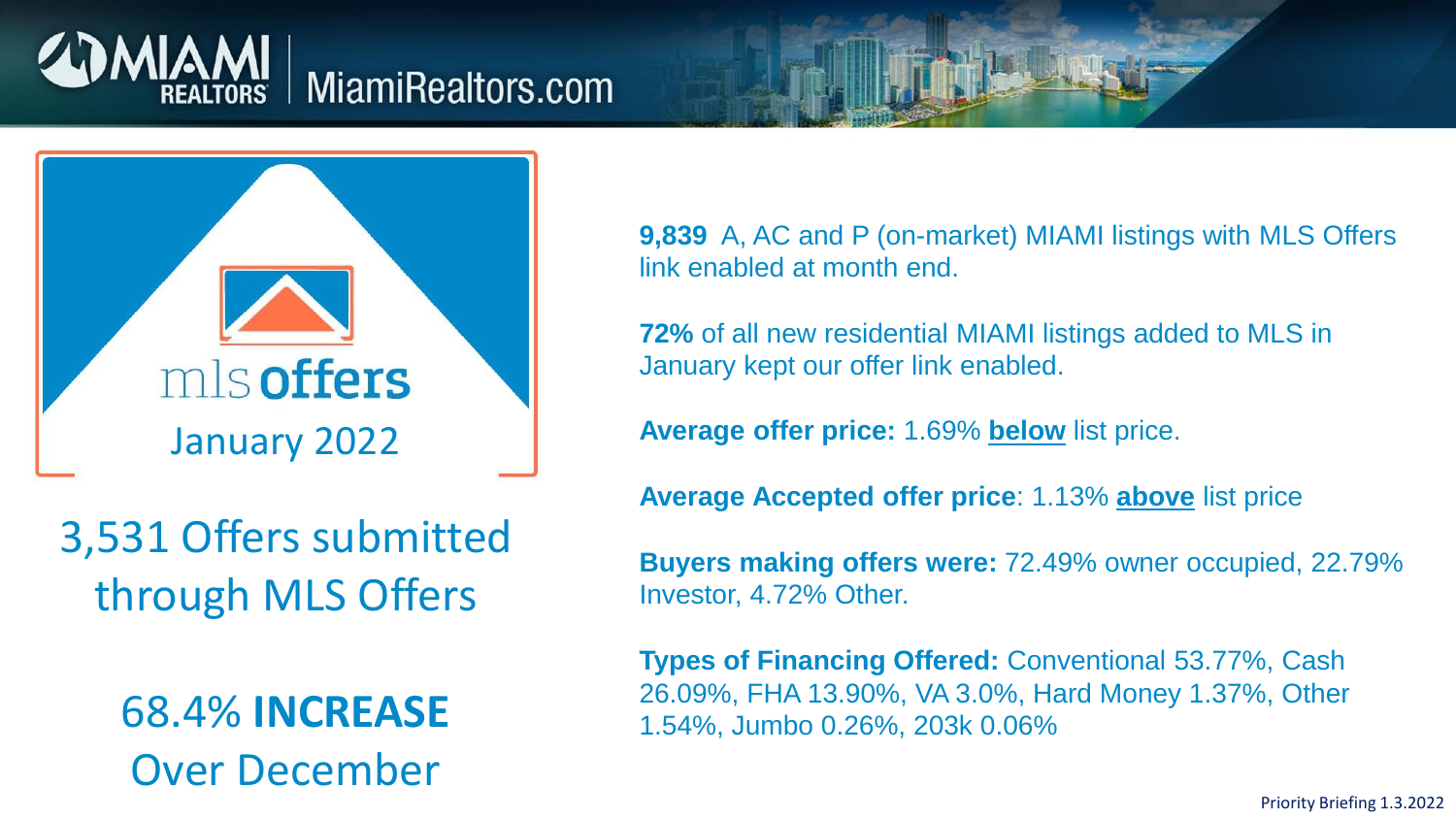MIAMI REALTORS | MiamiRealtors.com

# mls offers January 2022

## 3,531 Offers submitted through MLS Offers

## 68.4% **INCREASE** Over December

**9,839** A, AC and P (on-market) MIAMI listings with MLS Offers link enabled at month end.

**72%** of all new residential MIAMI listings added to MLS in January kept our offer link enabled.

**Average offer price:** 1.69% **below** list price.

**Average Accepted offer price**: 1.13% **above** list price

**Buyers making offers were:** 72.49% owner occupied, 22.79% Investor, 4.72% Other.

**Types of Financing Offered:** Conventional 53.77%, Cash 26.09%, FHA 13.90%, VA 3.0%, Hard Money 1.37%, Other 1.54%, Jumbo 0.26%, 203k 0.06%

Priority Briefing 1.3.2022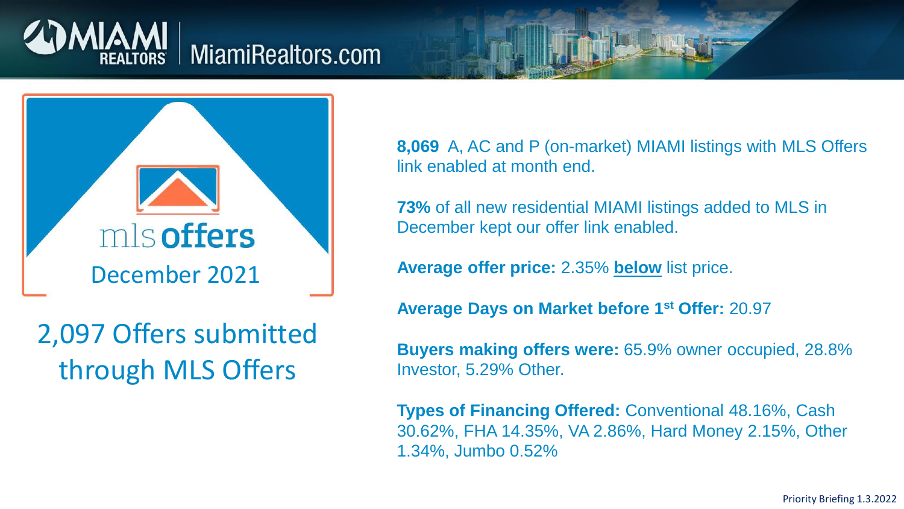# mls offers December 2021

## 2,097 Offers submitted through MLS Offers

**8,069** A, AC and P (on-market) MIAMI listings with MLS Offers link enabled at month end.

**73%** of all new residential MIAMI listings added to MLS in December kept our offer link enabled.

**Average offer price:** 2.35% **below** list price.

**Average Days on Market before 1st Offer:** 20.97

**Buyers making offers were:** 65.9% owner occupied, 28.8% Investor, 5.29% Other.

**Types of Financing Offered:** Conventional 48.16%, Cash 30.62%, FHA 14.35%, VA 2.86%, Hard Money 2.15%, Other 1.34%, Jumbo 0.52%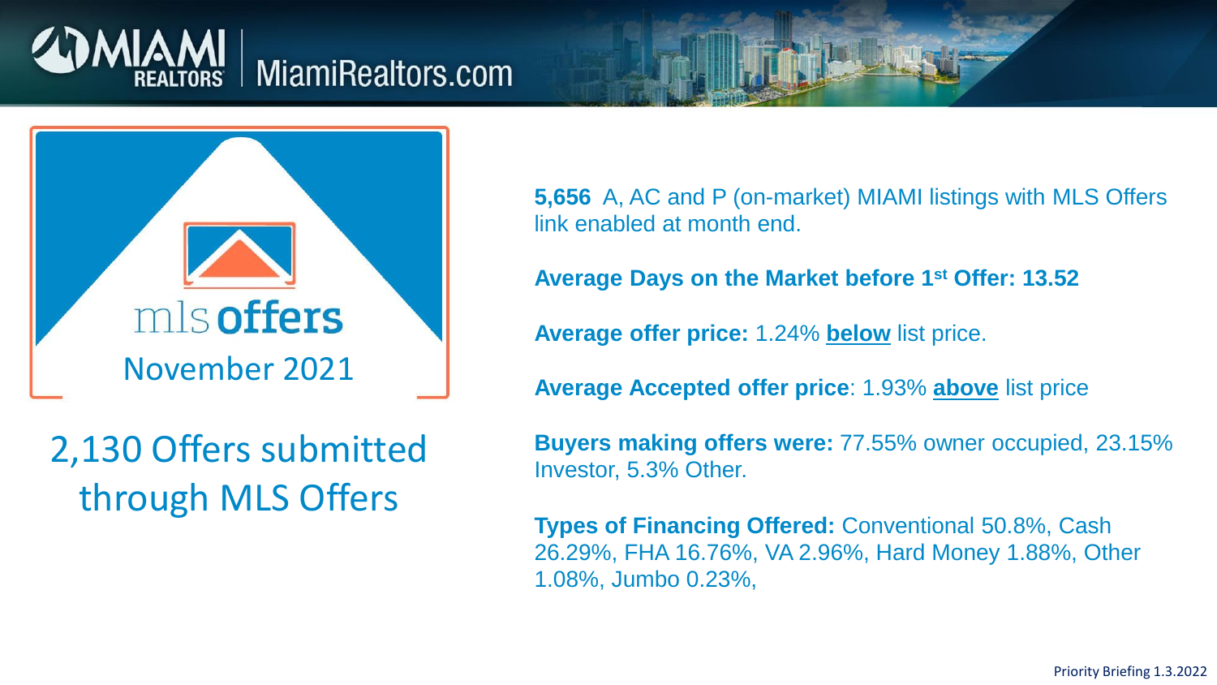# mls offers November 2021

## 2,130 Offers submitted through MLS Offers

**5,656** A, AC and P (on-market) MIAMI listings with MLS Offers link enabled at month end.

**Average Days on the Market before 1st Offer: 13.52**

**Average offer price:** 1.24% **below** list price.

**Average Accepted offer price**: 1.93% **above** list price

**Buyers making offers were:** 77.55% owner occupied, 23.15% Investor, 5.3% Other.

**Types of Financing Offered:** Conventional 50.8%, Cash 26.29%, FHA 16.76%, VA 2.96%, Hard Money 1.88%, Other 1.08%, Jumbo 0.23%,

Priority Briefing 1.3.2022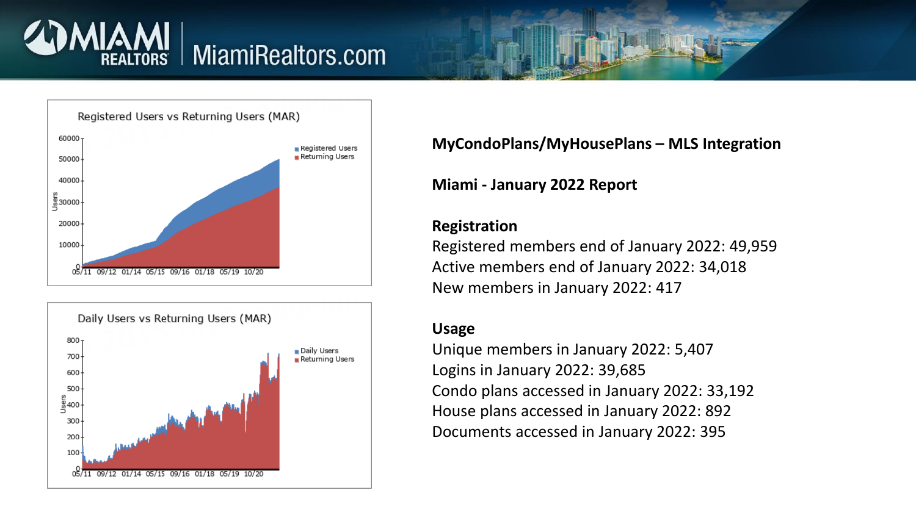**MyCondoPlans/MyHousePlans – MLS Integration**

**Miami - January 2022 Report**

**Registration**

Registered members end of January 2022: 49,959
Active members end of January 2022: 34,018
New members in January 2022: 417

**Usage**

Unique members in January 2022: 5,407
Logins in January 2022: 39,685
Condo plans accessed in January 2022: 33,192
House plans accessed in January 2022: 892
Documents accessed in January 2022: 395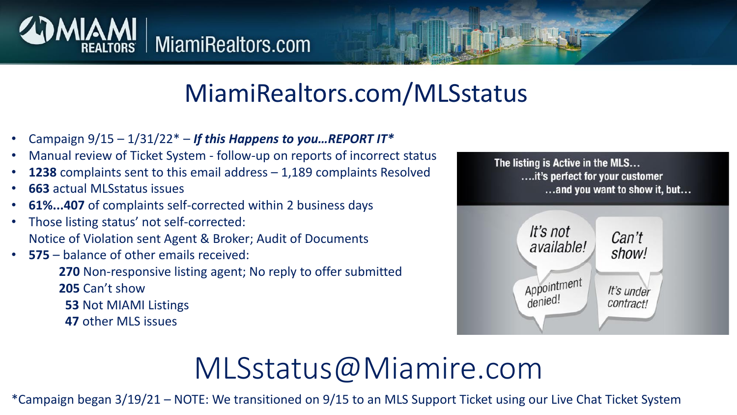# MiamiRealtors.com/MLSstatus

- Campaign 9/15 – 1/31/22* – ***If this Happens to you…REPORT IT****
- Manual review of Ticket System - follow-up on reports of incorrect status
- **1238** complaints sent to this email address – 1,189 complaints Resolved
- **663** actual MLSstatus issues
- **61%...407** of complaints self-corrected within 2 business days
- Those listing status' not self-corrected:
  Notice of Violation sent Agent & Broker; Audit of Documents
- **575** – balance of other emails received:
  - **270** Non-responsive listing agent; No reply to offer submitted
  - **205** Can't show
  - **53** Not MIAMI Listings
  - **47** other MLS issues

The listing is Active in the MLS…
….it's perfect for your customer
…and you want to show it, but…

It's not available!

Can't show!

Appointment denied!

It's under contract!

# MLSstatus@Miamire.com

*Campaign began 3/19/21 – NOTE: We transitioned on 9/15 to an MLS Support Ticket using our Live Chat Ticket System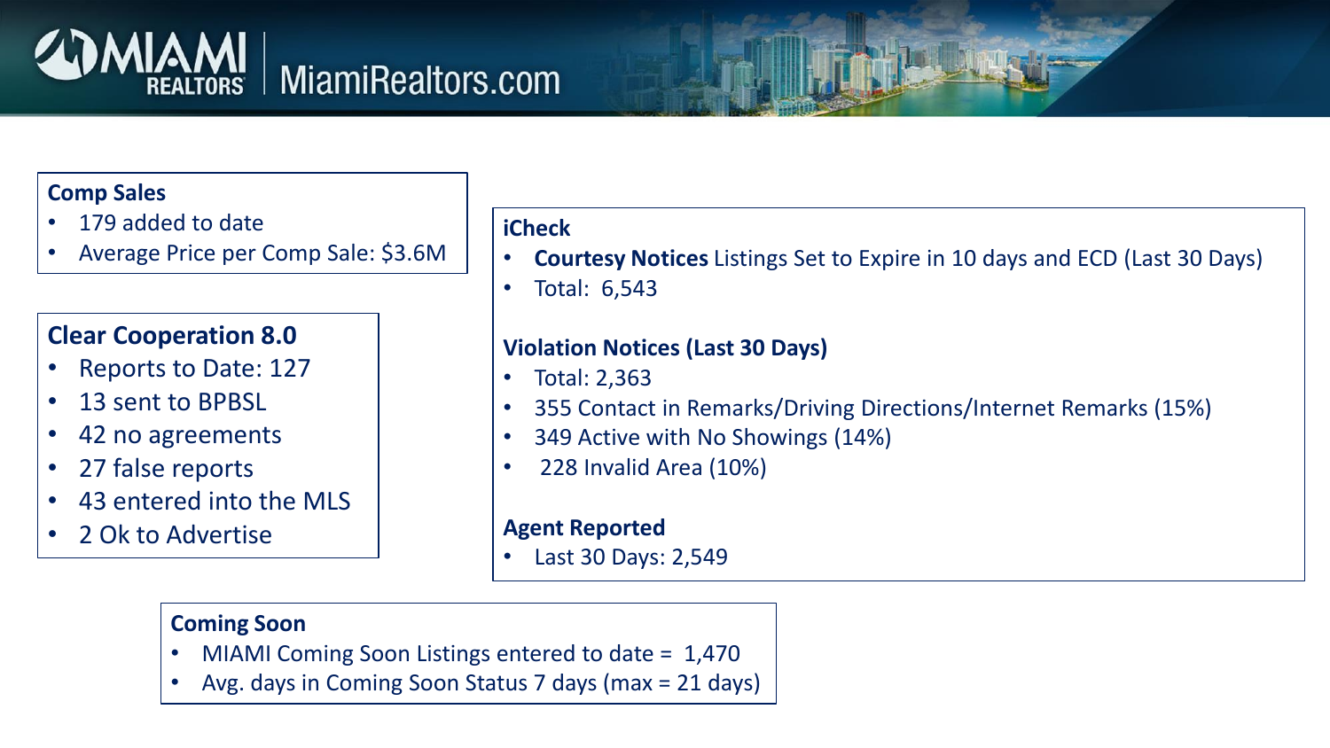## Comp Sales

- 179 added to date
- Average Price per Comp Sale: $3.6M

## Clear Cooperation 8.0

- Reports to Date: 127
- 13 sent to BPBSL
- 42 no agreements
- 27 false reports
- 43 entered into the MLS
- 2 Ok to Advertise

## iCheck

- **Courtesy Notices** Listings Set to Expire in 10 days and ECD (Last 30 Days)
- Total: 6,543

### Violation Notices (Last 30 Days)

- Total: 2,363
- 355 Contact in Remarks/Driving Directions/Internet Remarks (15%)
- 349 Active with No Showings (14%)
- 228 Invalid Area (10%)

### Agent Reported

- Last 30 Days: 2,549

## Coming Soon

- MIAMI Coming Soon Listings entered to date = 1,470
- Avg. days in Coming Soon Status 7 days (max = 21 days)